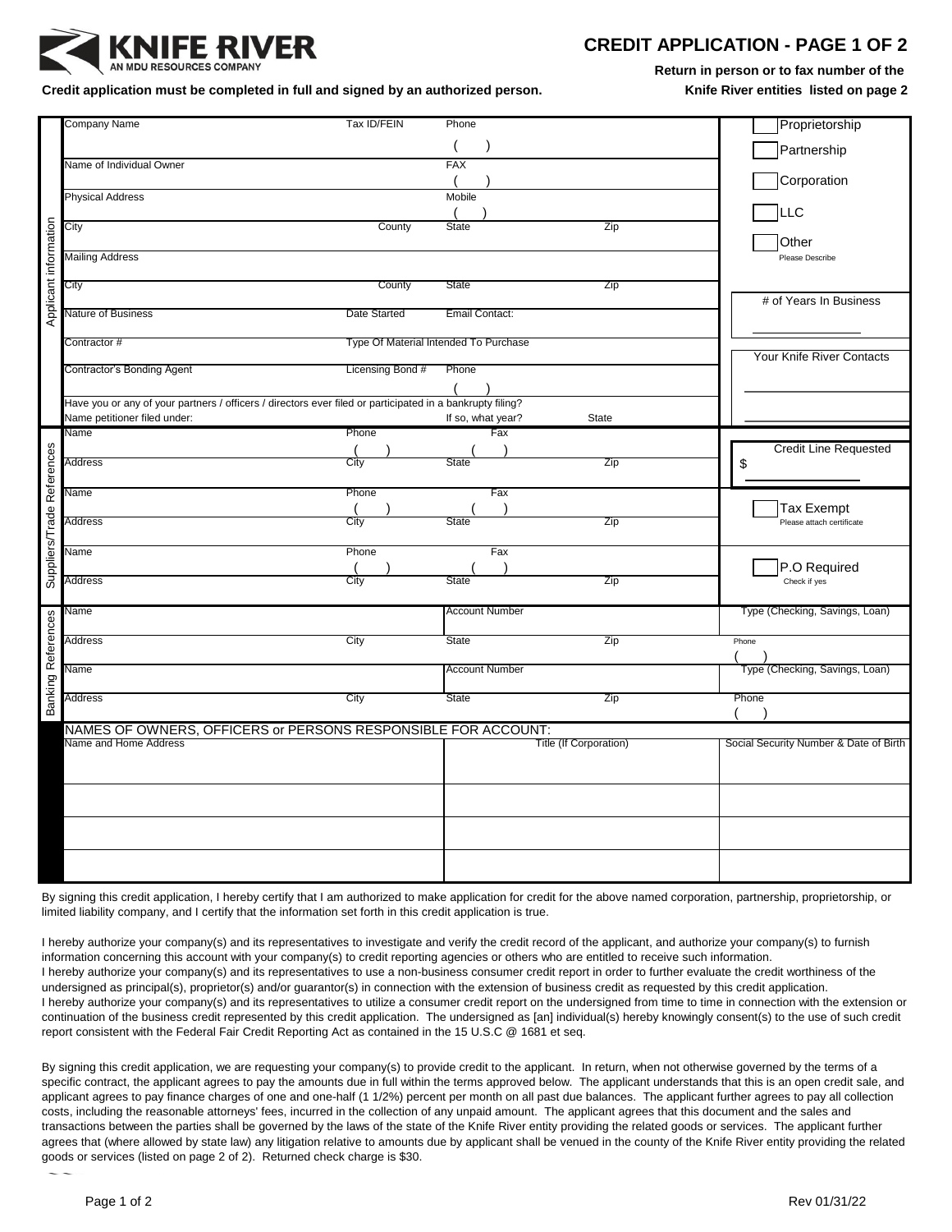KNIFE RIVER
AN MDU RESOURCES COMPANY

# CREDIT APPLICATION - PAGE 1 OF 2

**Credit application must be completed in full and signed by an authorized person.**

**Return in person or to fax number of the Knife River entities listed on page 2**

## Applicant information

| | | | | |
|---|---|---|---|---|
| Company Name | Tax ID/FEIN | Phone ( ) | | ☐ Proprietorship ☐ Partnership |
| Name of Individual Owner | | FAX ( ) | | ☐ Corporation |
| Physical Address | | Mobile ( ) | | ☐ LLC |
| City | County | State | Zip | ☐ Other (Please Describe) |
| Mailing Address | | | | |
| City | County | State | Zip | # of Years In Business |
| Nature of Business | Date Started | Email Contact: | | |
| Contractor # | Type Of Material Intended To Purchase | | | Your Knife River Contacts |
| Contractor's Bonding Agent | Licensing Bond # | Phone ( ) | | |
| Have you or any of your partners / officers / directors ever filed or participated in a bankrupty filing? | | | | |
| Name petitioner filed under: | | If so, what year? | State | |

## Suppliers/Trade References

| | | | | |
|---|---|---|---|---|
| Name | Phone ( ) | Fax ( ) | | Credit Line Requested $ |
| Address | City | State | Zip | |
| Name | Phone ( ) | Fax ( ) | | ☐ Tax Exempt (Please attach certificate) |
| Address | City | State | Zip | |
| Name | Phone ( ) | Fax ( ) | | ☐ P.O Required (Check if yes) |
| Address | City | State | Zip | |

## Banking References

| | | | | |
|---|---|---|---|---|
| Name | | Account Number | | Type (Checking, Savings, Loan) |
| Address | City | State | Zip | Phone ( ) |
| Name | | Account Number | | Type (Checking, Savings, Loan) |
| Address | City | State | Zip | Phone ( ) |

## NAMES OF OWNERS, OFFICERS or PERSONS RESPONSIBLE FOR ACCOUNT:

| Name and Home Address | Title (If Corporation) | Social Security Number & Date of Birth |
|---|---|---|
| | | |
| | | |
| | | |
| | | |

By signing this credit application, I hereby certify that I am authorized to make application for credit for the above named corporation, partnership, proprietorship, or limited liability company, and I certify that the information set forth in this credit application is true.

I hereby authorize your company(s) and its representatives to investigate and verify the credit record of the applicant, and authorize your company(s) to furnish information concerning this account with your company(s) to credit reporting agencies or others who are entitled to receive such information.
I hereby authorize your company(s) and its representatives to use a non-business consumer credit report in order to further evaluate the credit worthiness of the undersigned as principal(s), proprietor(s) and/or guarantor(s) in connection with the extension of business credit as requested by this credit application.
I hereby authorize your company(s) and its representatives to utilize a consumer credit report on the undersigned from time to time in connection with the extension or continuation of the business credit represented by this credit application. The undersigned as [an] individual(s) hereby knowingly consent(s) to the use of such credit report consistent with the Federal Fair Credit Reporting Act as contained in the 15 U.S.C @ 1681 et seq.

By signing this credit application, we are requesting your company(s) to provide credit to the applicant. In return, when not otherwise governed by the terms of a specific contract, the applicant agrees to pay the amounts due in full within the terms approved below. The applicant understands that this is an open credit sale, and applicant agrees to pay finance charges of one and one-half (1 1/2%) percent per month on all past due balances. The applicant further agrees to pay all collection costs, including the reasonable attorneys' fees, incurred in the collection of any unpaid amount. The applicant agrees that this document and the sales and transactions between the parties shall be governed by the laws of the state of the Knife River entity providing the related goods or services. The applicant further agrees that (where allowed by state law) any litigation relative to amounts due by applicant shall be venued in the county of the Knife River entity providing the related goods or services (listed on page 2 of 2). Returned check charge is $30.

Rev 01/31/22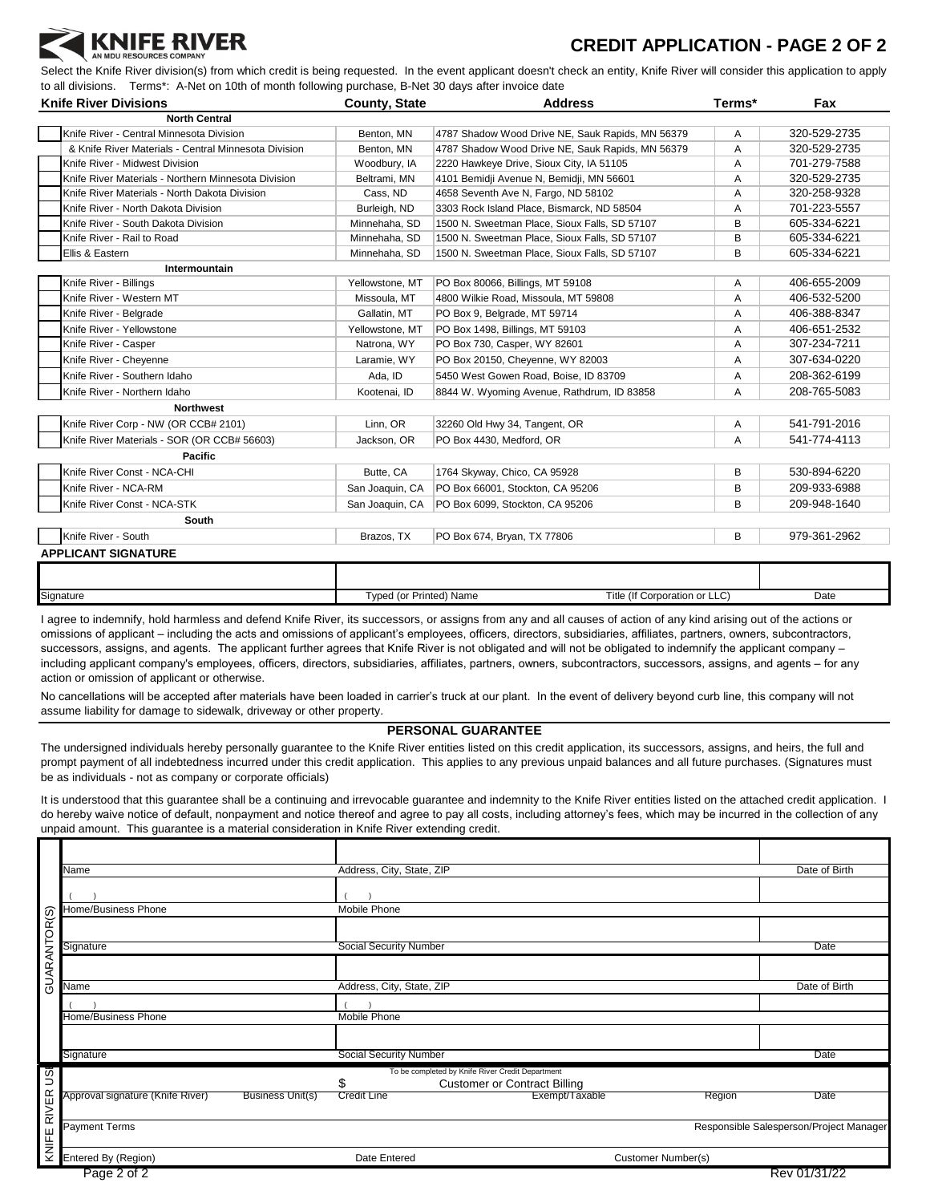# KNIFE RIVER
AN MDU RESOURCES COMPANY

## CREDIT APPLICATION - PAGE 2 OF 2

Select the Knife River division(s) from which credit is being requested. In the event applicant doesn't check an entity, Knife River will consider this application to apply to all divisions. Terms*: A-Net on 10th of month following purchase, B-Net 30 days after invoice date

| | Knife River Divisions | County, State | Address | Terms* | Fax |
|---|---|---|---|---|---|
| | **North Central** | | | | |
| | Knife River - Central Minnesota Division | Benton, MN | 4787 Shadow Wood Drive NE, Sauk Rapids, MN 56379 | A | 320-529-2735 |
| | & Knife River Materials - Central Minnesota Division | Benton, MN | 4787 Shadow Wood Drive NE, Sauk Rapids, MN 56379 | A | 320-529-2735 |
| | Knife River - Midwest Division | Woodbury, IA | 2220 Hawkeye Drive, Sioux City, IA 51105 | A | 701-279-7588 |
| | Knife River Materials - Northern Minnesota Division | Beltrami, MN | 4101 Bemidji Avenue N, Bemidji, MN 56601 | A | 320-529-2735 |
| | Knife River Materials - North Dakota Division | Cass, ND | 4658 Seventh Ave N, Fargo, ND 58102 | A | 320-258-9328 |
| | Knife River - North Dakota Division | Burleigh, ND | 3303 Rock Island Place, Bismarck, ND 58504 | A | 701-223-5557 |
| | Knife River - South Dakota Division | Minnehaha, SD | 1500 N. Sweetman Place, Sioux Falls, SD 57107 | B | 605-334-6221 |
| | Knife River - Rail to Road | Minnehaha, SD | 1500 N. Sweetman Place, Sioux Falls, SD 57107 | B | 605-334-6221 |
| | Ellis & Eastern | Minnehaha, SD | 1500 N. Sweetman Place, Sioux Falls, SD 57107 | B | 605-334-6221 |
| | **Intermountain** | | | | |
| | Knife River - Billings | Yellowstone, MT | PO Box 80066, Billings, MT 59108 | A | 406-655-2009 |
| | Knife River - Western MT | Missoula, MT | 4800 Wilkie Road, Missoula, MT 59808 | A | 406-532-5200 |
| | Knife River - Belgrade | Gallatin, MT | PO Box 9, Belgrade, MT 59714 | A | 406-388-8347 |
| | Knife River - Yellowstone | Yellowstone, MT | PO Box 1498, Billings, MT 59103 | A | 406-651-2532 |
| | Knife River - Casper | Natrona, WY | PO Box 730, Casper, WY 82601 | A | 307-234-7211 |
| | Knife River - Cheyenne | Laramie, WY | PO Box 20150, Cheyenne, WY 82003 | A | 307-634-0220 |
| | Knife River - Southern Idaho | Ada, ID | 5450 West Gowen Road, Boise, ID 83709 | A | 208-362-6199 |
| | Knife River - Northern Idaho | Kootenai, ID | 8844 W. Wyoming Avenue, Rathdrum, ID 83858 | A | 208-765-5083 |
| | **Northwest** | | | | |
| | Knife River Corp - NW (OR CCB# 2101) | Linn, OR | 32260 Old Hwy 34, Tangent, OR | A | 541-791-2016 |
| | Knife River Materials - SOR (OR CCB# 56603) | Jackson, OR | PO Box 4430, Medford, OR | A | 541-774-4113 |
| | **Pacific** | | | | |
| | Knife River Const - NCA-CHI | Butte, CA | 1764 Skyway, Chico, CA 95928 | B | 530-894-6220 |
| | Knife River - NCA-RM | San Joaquin, CA | PO Box 66001, Stockton, CA 95206 | B | 209-933-6988 |
| | Knife River Const - NCA-STK | San Joaquin, CA | PO Box 6099, Stockton, CA 95206 | B | 209-948-1640 |
| | **South** | | | | |
| | Knife River - South | Brazos, TX | PO Box 674, Bryan, TX 77806 | B | 979-361-2962 |

## APPLICANT SIGNATURE

| | | | |
|---|---|---|---|
| | | | |
| Signature | Typed (or Printed) Name | Title (If Corporation or LLC) | Date |

I agree to indemnify, hold harmless and defend Knife River, its successors, or assigns from any and all causes of action of any kind arising out of the actions or omissions of applicant – including the acts and omissions of applicant's employees, officers, directors, subsidiaries, affiliates, partners, owners, subcontractors, successors, assigns, and agents. The applicant further agrees that Knife River is not obligated and will not be obligated to indemnify the applicant company – including applicant company's employees, officers, directors, subsidiaries, affiliates, partners, owners, subcontractors, successors, assigns, and agents – for any action or omission of applicant or otherwise.

No cancellations will be accepted after materials have been loaded in carrier's truck at our plant. In the event of delivery beyond curb line, this company will not assume liability for damage to sidewalk, driveway or other property.

## PERSONAL GUARANTEE

The undersigned individuals hereby personally guarantee to the Knife River entities listed on this credit application, its successors, assigns, and heirs, the full and prompt payment of all indebtedness incurred under this credit application. This applies to any previous unpaid balances and all future purchases. (Signatures must be as individuals - not as company or corporate officials)

It is understood that this guarantee shall be a continuing and irrevocable guarantee and indemnity to the Knife River entities listed on the attached credit application. I do hereby waive notice of default, nonpayment and notice thereof and agree to pay all costs, including attorney's fees, which may be incurred in the collection of any unpaid amount. This guarantee is a material consideration in Knife River extending credit.

**GUARANTOR(S)**

| | | |
|---|---|---|
| | | |
| Name | Address, City, State, ZIP | Date of Birth |
| ( ) | ( ) | |
| Home/Business Phone | Mobile Phone | |
| | | |
| Signature | Social Security Number | Date |
| | | |
| Name | Address, City, State, ZIP | Date of Birth |
| ( ) | ( ) | |
| Home/Business Phone | Mobile Phone | |
| | | |
| Signature | Social Security Number | Date |

**KNIFE RIVER USE**

To be completed by Knife River Credit Department

| | | | | | | |
|---|---|---|---|---|---|---|
| | | $ | Customer or Contract Billing | | | |
| Approval signature (Knife River) | Business Unit(s) | Credit Line | Exempt/Taxable | | Region | Date |
| Payment Terms | | | | | | Responsible Salesperson/Project Manager |
| Entered By (Region) | | Date Entered | | Customer Number(s) | | |

Rev 01/31/22